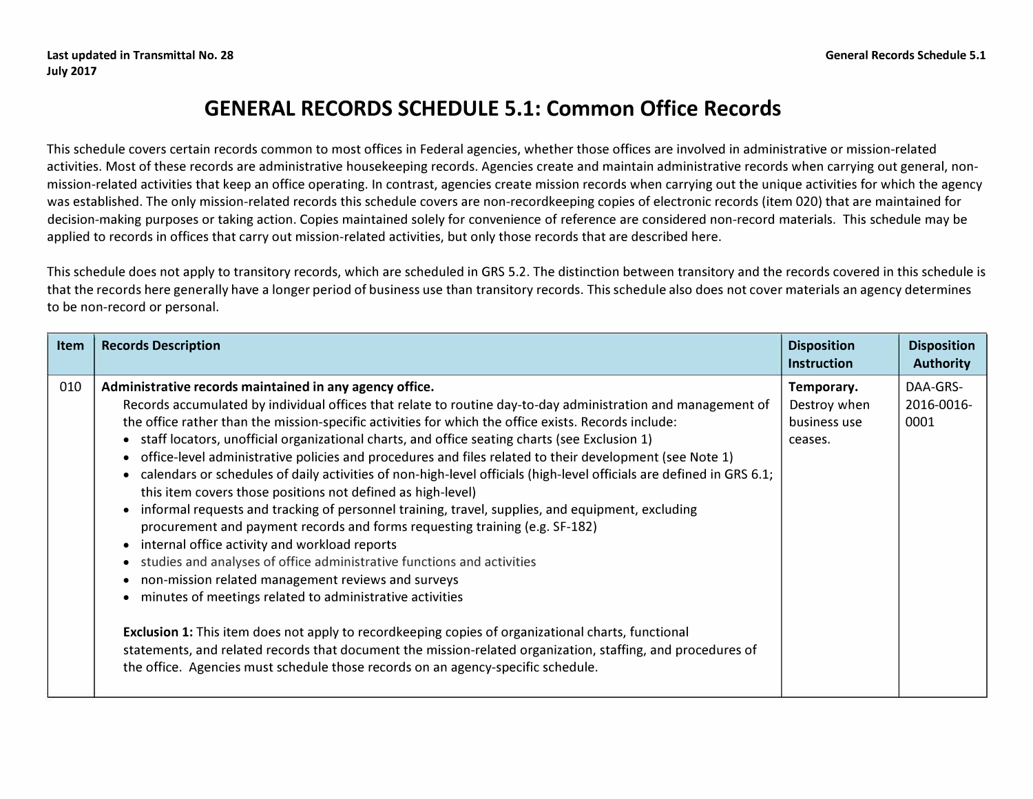# GENERAL RECORDS SCHEDULE 5.1: Common Office Records

This schedule covers certain records common to most offices in Federal agencies, whether those offices are involved in administrative or mission-related activities. Most of these records are administrative housekeeping records. Agencies create and maintain administrative records when carrying out general, non-mission-related activities that keep an office operating. In contrast, agencies create mission records when carrying out the unique activities for which the agency was established. The only mission-related records this schedule covers are non-recordkeeping copies of electronic records (item 020) that are maintained for decision-making purposes or taking action. Copies maintained solely for convenience of reference are considered non-record materials. This schedule may be applied to records in offices that carry out mission-related activities, but only those records that are described here.

This schedule does not apply to transitory records, which are scheduled in GRS 5.2. The distinction between transitory and the records covered in this schedule is that the records here generally have a longer period of business use than transitory records. This schedule also does not cover materials an agency determines to be non-record or personal.

| Item | Records Description | Disposition Instruction | Disposition Authority |
|---|---|---|---|
| 010 | **Administrative records maintained in any agency office.**<br>Records accumulated by individual offices that relate to routine day-to-day administration and management of the office rather than the mission-specific activities for which the office exists. Records include:<br>• staff locators, unofficial organizational charts, and office seating charts (see Exclusion 1)<br>• office-level administrative policies and procedures and files related to their development (see Note 1)<br>• calendars or schedules of daily activities of non-high-level officials (high-level officials are defined in GRS 6.1; this item covers those positions not defined as high-level)<br>• informal requests and tracking of personnel training, travel, supplies, and equipment, excluding procurement and payment records and forms requesting training (e.g. SF-182)<br>• internal office activity and workload reports<br>• studies and analyses of office administrative functions and activities<br>• non-mission related management reviews and surveys<br>• minutes of meetings related to administrative activities<br><br>**Exclusion 1:** This item does not apply to recordkeeping copies of organizational charts, functional statements, and related records that document the mission-related organization, staffing, and procedures of the office. Agencies must schedule those records on an agency-specific schedule. | **Temporary.** Destroy when business use ceases. | DAA-GRS-2016-0016-0001 |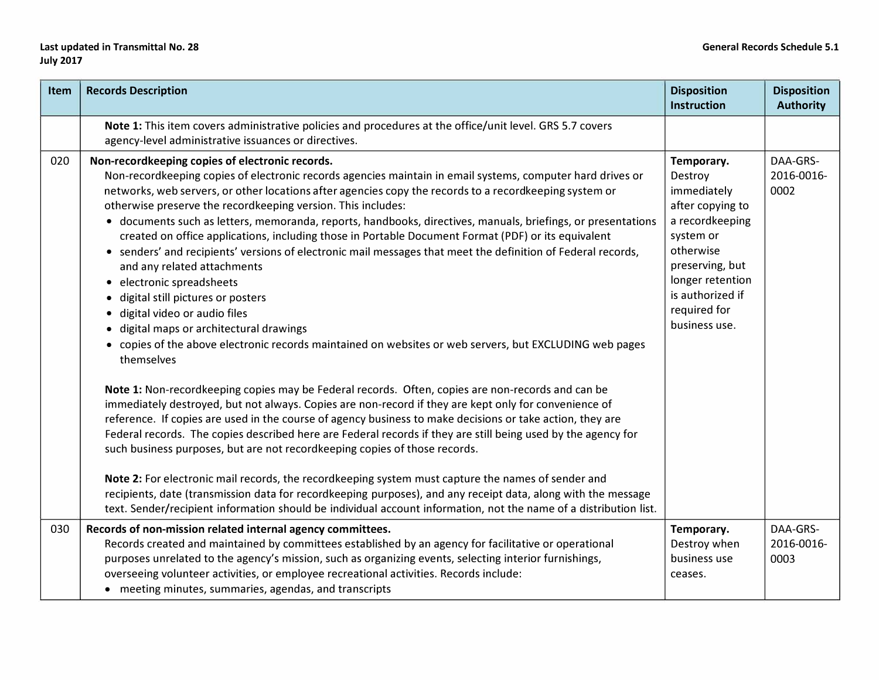| Item | Records Description | Disposition Instruction | Disposition Authority |
|---|---|---|---|
| | **Note 1:** This item covers administrative policies and procedures at the office/unit level. GRS 5.7 covers agency-level administrative issuances or directives. | | |
| 020 | **Non-recordkeeping copies of electronic records.**<br>Non-recordkeeping copies of electronic records agencies maintain in email systems, computer hard drives or networks, web servers, or other locations after agencies copy the records to a recordkeeping system or otherwise preserve the recordkeeping version. This includes:<br>• documents such as letters, memoranda, reports, handbooks, directives, manuals, briefings, or presentations created on office applications, including those in Portable Document Format (PDF) or its equivalent<br>• senders' and recipients' versions of electronic mail messages that meet the definition of Federal records, and any related attachments<br>• electronic spreadsheets<br>• digital still pictures or posters<br>• digital video or audio files<br>• digital maps or architectural drawings<br>• copies of the above electronic records maintained on websites or web servers, but EXCLUDING web pages themselves<br><br>**Note 1:** Non-recordkeeping copies may be Federal records. Often, copies are non-records and can be immediately destroyed, but not always. Copies are non-record if they are kept only for convenience of reference. If copies are used in the course of agency business to make decisions or take action, they are Federal records. The copies described here are Federal records if they are still being used by the agency for such business purposes, but are not recordkeeping copies of those records.<br><br>**Note 2:** For electronic mail records, the recordkeeping system must capture the names of sender and recipients, date (transmission data for recordkeeping purposes), and any receipt data, along with the message text. Sender/recipient information should be individual account information, not the name of a distribution list. | **Temporary.** Destroy immediately after copying to a recordkeeping system or otherwise preserving, but longer retention is authorized if required for business use. | DAA-GRS-2016-0016-0002 |
| 030 | **Records of non-mission related internal agency committees.**<br>Records created and maintained by committees established by an agency for facilitative or operational purposes unrelated to the agency's mission, such as organizing events, selecting interior furnishings, overseeing volunteer activities, or employee recreational activities. Records include:<br>• meeting minutes, summaries, agendas, and transcripts | **Temporary.** Destroy when business use ceases. | DAA-GRS-2016-0016-0003 |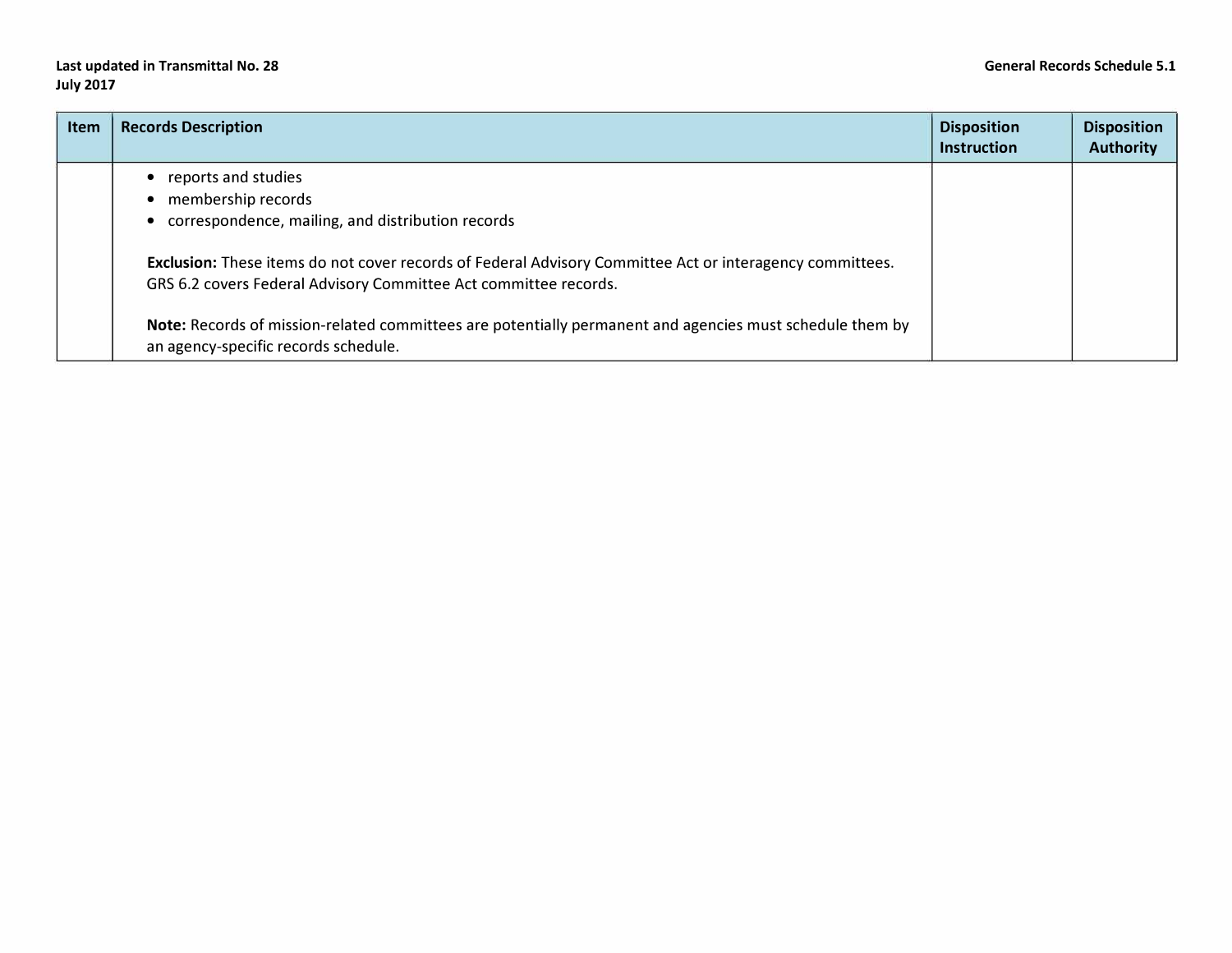| Item | Records Description | Disposition Instruction | Disposition Authority |
|---|---|---|---|
| | • reports and studies<br>• membership records<br>• correspondence, mailing, and distribution records<br><br>**Exclusion:** These items do not cover records of Federal Advisory Committee Act or interagency committees. GRS 6.2 covers Federal Advisory Committee Act committee records.<br><br>**Note:** Records of mission-related committees are potentially permanent and agencies must schedule them by an agency-specific records schedule. | | |